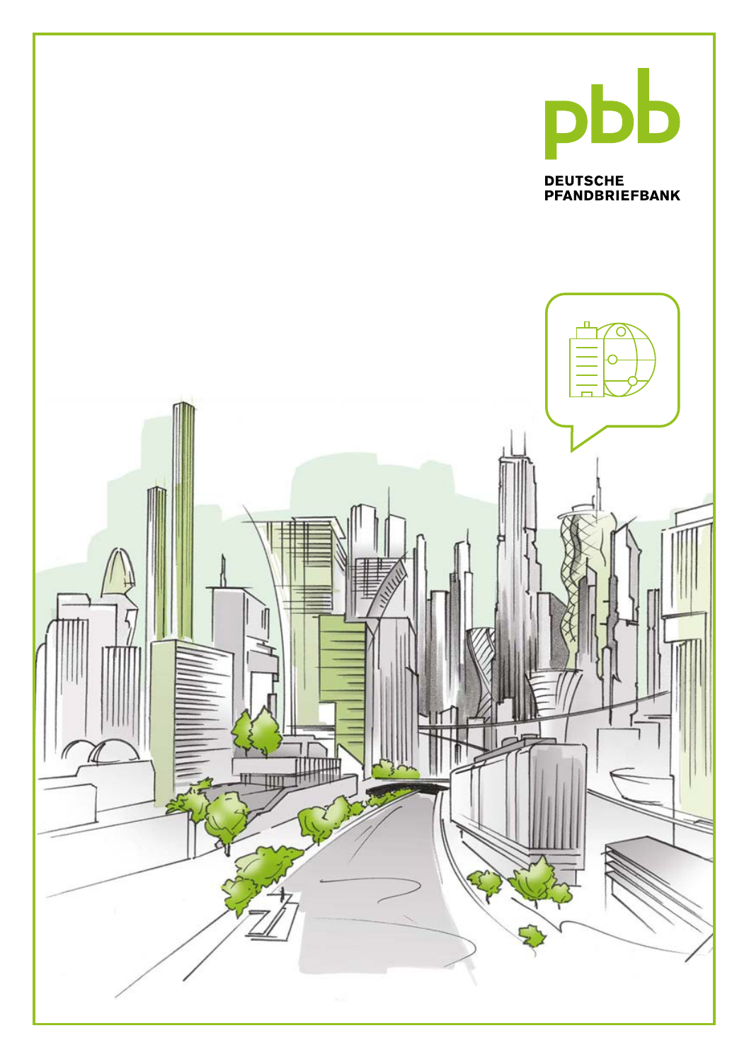pbb

DEUTSCHE PFANDBRIEFBANK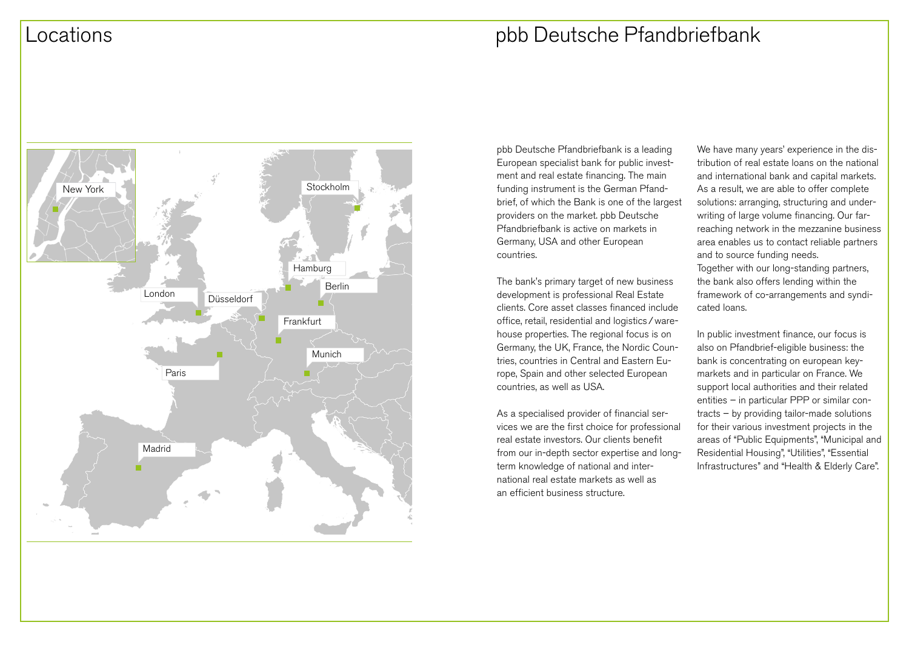# Locations

New York

Stockholm

Hamburg

Berlin

London

Düsseldorf

Frankfurt

Munich

Paris

Madrid

# pbb Deutsche Pfandbriefbank

pbb Deutsche Pfandbriefbank is a leading European specialist bank for public investment and real estate financing. The main funding instrument is the German Pfandbrief, of which the Bank is one of the largest providers on the market. pbb Deutsche Pfandbriefbank is active on markets in Germany, USA and other European countries.

The bank's primary target of new business development is professional Real Estate clients. Core asset classes financed include office, retail, residential and logistics / warehouse properties. The regional focus is on Germany, the UK, France, the Nordic Countries, countries in Central and Eastern Europe, Spain and other selected European countries, as well as USA.

As a specialised provider of financial services we are the first choice for professional real estate investors. Our clients benefit from our in-depth sector expertise and long-term knowledge of national and international real estate markets as well as an efficient business structure.

We have many years' experience in the distribution of real estate loans on the national and international bank and capital markets. As a result, we are able to offer complete solutions: arranging, structuring and underwriting of large volume financing. Our far-reaching network in the mezzanine business area enables us to contact reliable partners and to source funding needs.
Together with our long-standing partners, the bank also offers lending within the framework of co-arrangements and syndicated loans.

In public investment finance, our focus is also on Pfandbrief-eligible business: the bank is concentrating on european key-markets and in particular on France. We support local authorities and their related entities – in particular PPP or similar contracts – by providing tailor-made solutions for their various investment projects in the areas of "Public Equipments", "Municipal and Residential Housing", "Utilities", "Essential Infrastructures" and "Health & Elderly Care".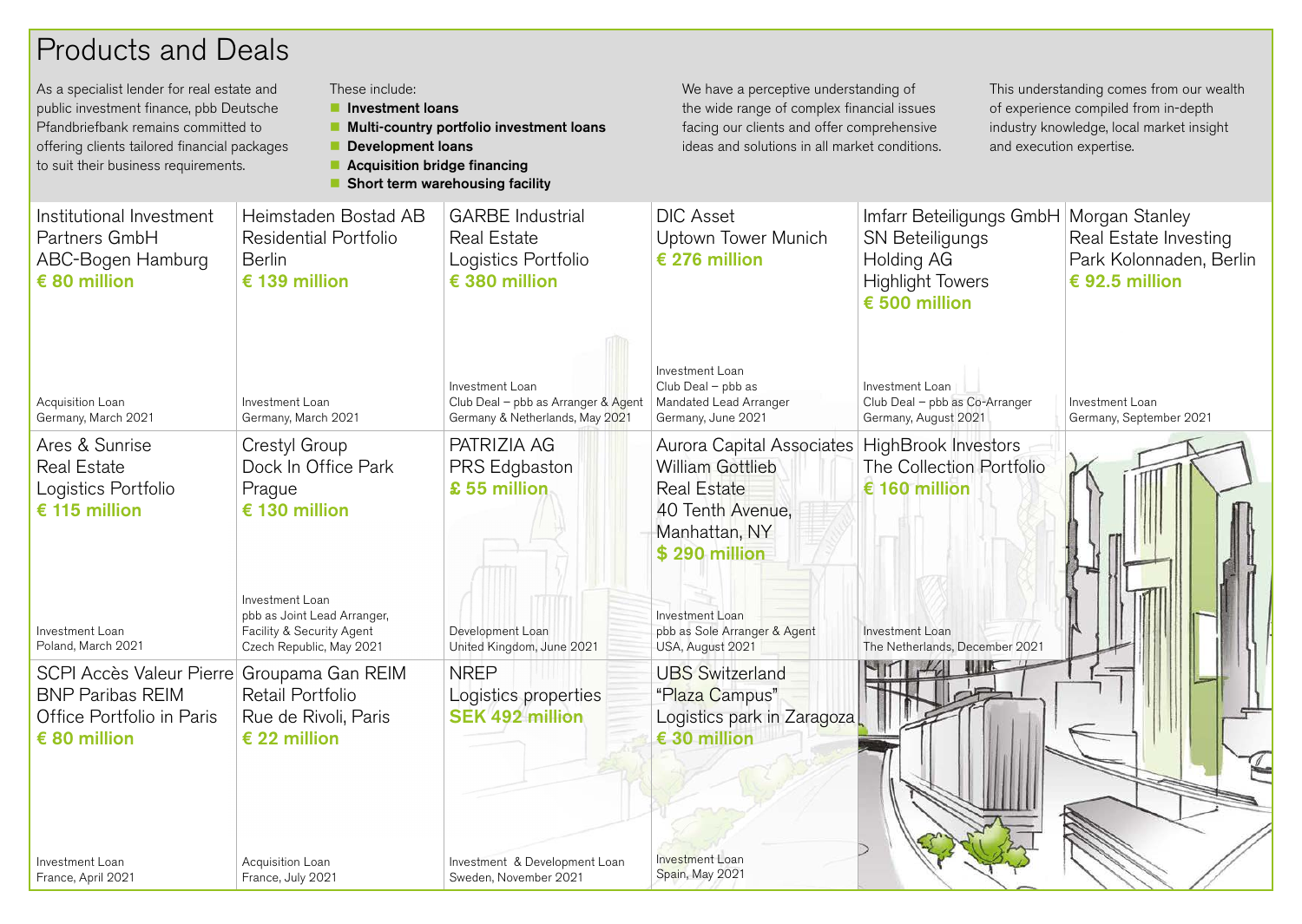# Products and Deals

As a specialist lender for real estate and public investment finance, pbb Deutsche Pfandbriefbank remains committed to offering clients tailored financial packages to suit their business requirements.

These include:

- **Investment loans**
- **Multi-country portfolio investment loans**
- **Development loans**
- **Acquisition bridge financing**
- **Short term warehousing facility**

We have a perceptive understanding of the wide range of complex financial issues facing our clients and offer comprehensive ideas and solutions in all market conditions.

This understanding comes from our wealth of experience compiled from in-depth industry knowledge, local market insight and execution expertise.

Institutional Investment Partners GmbH
ABC-Bogen Hamburg
**€ 80 million**

Acquisition Loan
Germany, March 2021

Heimstaden Bostad AB
Residential Portfolio
Berlin
**€ 139 million**

Investment Loan
Germany, March 2021

GARBE Industrial Real Estate
Logistics Portfolio
**€ 380 million**

Investment Loan
Club Deal – pbb as Arranger & Agent
Germany & Netherlands, May 2021

DIC Asset
Uptown Tower Munich
**€ 276 million**

Investment Loan
Club Deal – pbb as Mandated Lead Arranger
Germany, June 2021

Imfarr Beteiligungs GmbH
SN Beteiligungs Holding AG
Highlight Towers
**€ 500 million**

Investment Loan
Club Deal – pbb as Co-Arranger
Germany, August 2021

Morgan Stanley Real Estate Investing
Park Kolonnaden, Berlin
**€ 92.5 million**

Investment Loan
Germany, September 2021

Ares & Sunrise
Real Estate
Logistics Portfolio
**€ 115 million**

Investment Loan
Poland, March 2021

Crestyl Group
Dock In Office Park
Prague
**€ 130 million**

Investment Loan
pbb as Joint Lead Arranger, Facility & Security Agent
Czech Republic, May 2021

PATRIZIA AG
PRS Edgbaston
**£ 55 million**

Development Loan
United Kingdom, June 2021

Aurora Capital Associates
William Gottlieb Real Estate
40 Tenth Avenue, Manhattan, NY
**$ 290 million**

Investment Loan
pbb as Sole Arranger & Agent
USA, August 2021

HighBrook Investors
The Collection Portfolio
**€ 160 million**

Investment Loan
The Netherlands, December 2021

SCPI Accès Valeur Pierre
BNP Paribas REIM
Office Portfolio in Paris
**€ 80 million**

Investment Loan
France, April 2021

Groupama Gan REIM
Retail Portfolio
Rue de Rivoli, Paris
**€ 22 million**

Acquisition Loan
France, July 2021

NREP
Logistics properties
**SEK 492 million**

Investment & Development Loan
Sweden, November 2021

UBS Switzerland
"Plaza Campus"
Logistics park in Zaragoza
**€ 30 million**

Investment Loan
Spain, May 2021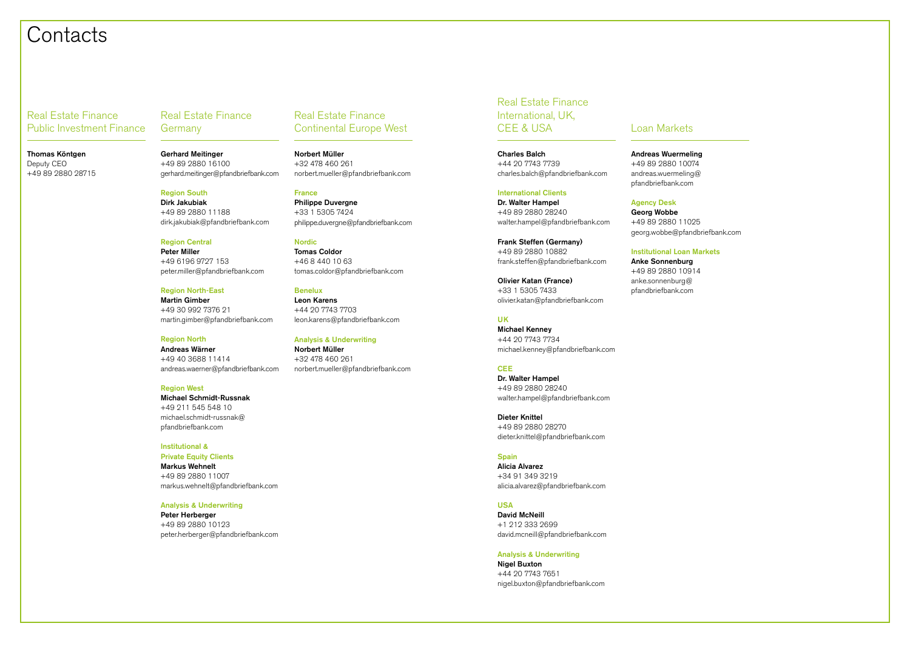# Contacts

## Real Estate Finance Public Investment Finance

**Thomas Köntgen**
Deputy CEO
+49 89 2880 28715

## Real Estate Finance Germany

**Gerhard Meitinger**
+49 89 2880 16100
gerhard.meitinger@pfandbriefbank.com

### Region South

**Dirk Jakubiak**
+49 89 2880 11188
dirk.jakubiak@pfandbriefbank.com

### Region Central

**Peter Miller**
+49 6196 9727 153
peter.miller@pfandbriefbank.com

### Region North-East

**Martin Gimber**
+49 30 992 7376 21
martin.gimber@pfandbriefbank.com

### Region North

**Andreas Wärner**
+49 40 3688 11414
andreas.waerner@pfandbriefbank.com

### Region West

**Michael Schmidt-Russnak**
+49 211 545 548 10
michael.schmidt-russnak@pfandbriefbank.com

### Institutional & Private Equity Clients

**Markus Wehnelt**
+49 89 2880 11007
markus.wehnelt@pfandbriefbank.com

### Analysis & Underwriting

**Peter Herberger**
+49 89 2880 10123
peter.herberger@pfandbriefbank.com

## Real Estate Finance Continental Europe West

**Norbert Müller**
+32 478 460 261
norbert.mueller@pfandbriefbank.com

### France

**Philippe Duvergne**
+33 1 5305 7424
philippe.duvergne@pfandbriefbank.com

### Nordic

**Tomas Coldor**
+46 8 440 10 63
tomas.coldor@pfandbriefbank.com

### Benelux

**Leon Karens**
+44 20 7743 7703
leon.karens@pfandbriefbank.com

### Analysis & Underwriting

**Norbert Müller**
+32 478 460 261
norbert.mueller@pfandbriefbank.com

## Real Estate Finance International, UK, CEE & USA

**Charles Balch**
+44 20 7743 7739
charles.balch@pfandbriefbank.com

### International Clients

**Dr. Walter Hampel**
+49 89 2880 28240
walter.hampel@pfandbriefbank.com

**Frank Steffen (Germany)**
+49 89 2880 10882
frank.steffen@pfandbriefbank.com

**Olivier Katan (France)**
+33 1 5305 7433
olivier.katan@pfandbriefbank.com

### UK

**Michael Kenney**
+44 20 7743 7734
michael.kenney@pfandbriefbank.com

### CEE

**Dr. Walter Hampel**
+49 89 2880 28240
walter.hampel@pfandbriefbank.com

**Dieter Knittel**
+49 89 2880 28270
dieter.knittel@pfandbriefbank.com

### Spain

**Alicia Alvarez**
+34 91 349 3219
alicia.alvarez@pfandbriefbank.com

### USA

**David McNeill**
+1 212 333 2699
david.mcneill@pfandbriefbank.com

### Analysis & Underwriting

**Nigel Buxton**
+44 20 7743 7651
nigel.buxton@pfandbriefbank.com

## Loan Markets

**Andreas Wuermeling**
+49 89 2880 10074
andreas.wuermeling@pfandbriefbank.com

### Agency Desk

**Georg Wobbe**
+49 89 2880 11025
georg.wobbe@pfandbriefbank.com

### Institutional Loan Markets

**Anke Sonnenburg**
+49 89 2880 10914
anke.sonnenburg@pfandbriefbank.com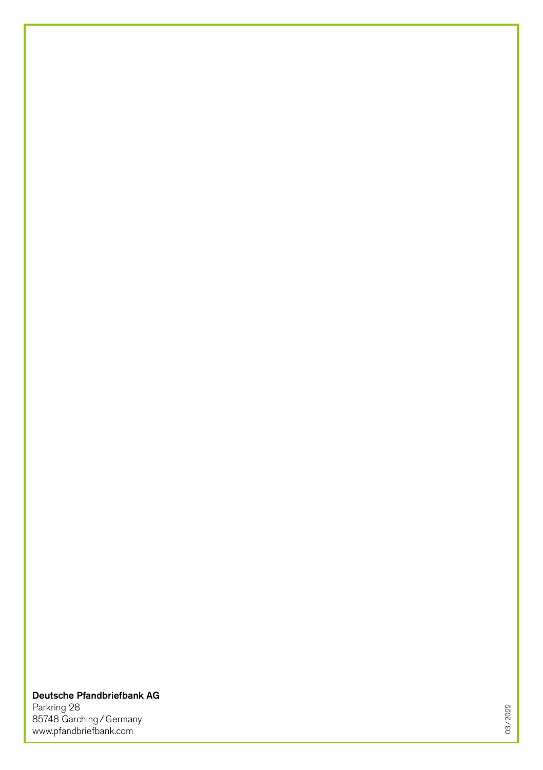**Deutsche Pfandbriefbank AG**
Parkring 28
85748 Garching / Germany
www.pfandbriefbank.com

03 / 2022